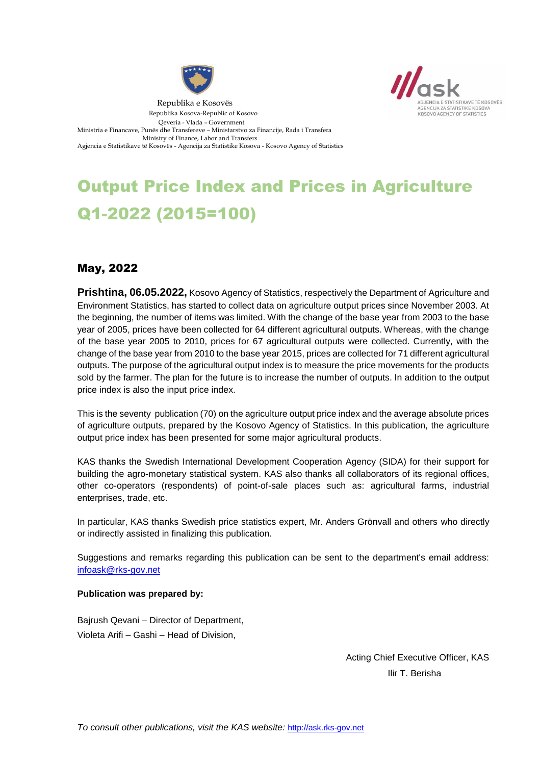Republika e Kosovës

Republika Kosova-Republic of Kosovo

Qeveria - Vlada – Government

Ministria e Financave, Punës dhe Transfereve – Ministarstvo za Financije, Rada i Transfera

Ministry of Finance, Labor and Transfers

Agjencia e Statistikave të Kosovës - Agencija za Statistike Kosova - Kosovo Agency of Statistics

ask

AGJENCIA E STATISTIKAVE TË KOSOVËS
AGENCIJA ZA STATISTIKE KOSOVA
KOSOVO AGENCY OF STATISTICS

# Output Price Index and Prices in Agriculture Q1-2022 (2015=100)

## May, 2022

**Prishtina, 06.05.2022,** Kosovo Agency of Statistics, respectively the Department of Agriculture and Environment Statistics, has started to collect data on agriculture output prices since November 2003. At the beginning, the number of items was limited. With the change of the base year from 2003 to the base year of 2005, prices have been collected for 64 different agricultural outputs. Whereas, with the change of the base year 2005 to 2010, prices for 67 agricultural outputs were collected. Currently, with the change of the base year from 2010 to the base year 2015, prices are collected for 71 different agricultural outputs. The purpose of the agricultural output index is to measure the price movements for the products sold by the farmer. The plan for the future is to increase the number of outputs. In addition to the output price index is also the input price index.

This is the seventy publication (70) on the agriculture output price index and the average absolute prices of agriculture outputs, prepared by the Kosovo Agency of Statistics. In this publication, the agriculture output price index has been presented for some major agricultural products.

KAS thanks the Swedish International Development Cooperation Agency (SIDA) for their support for building the agro-monetary statistical system. KAS also thanks all collaborators of its regional offices, other co-operators (respondents) of point-of-sale places such as: agricultural farms, industrial enterprises, trade, etc.

In particular, KAS thanks Swedish price statistics expert, Mr. Anders Grönvall and others who directly or indirectly assisted in finalizing this publication.

Suggestions and remarks regarding this publication can be sent to the department's email address: infoask@rks-gov.net

**Publication was prepared by:**

Bajrush Qevani – Director of Department,

Violeta Arifi – Gashi – Head of Division,

Acting Chief Executive Officer, KAS

Ilir T. Berisha

*To consult other publications, visit the KAS website:* http://ask.rks-gov.net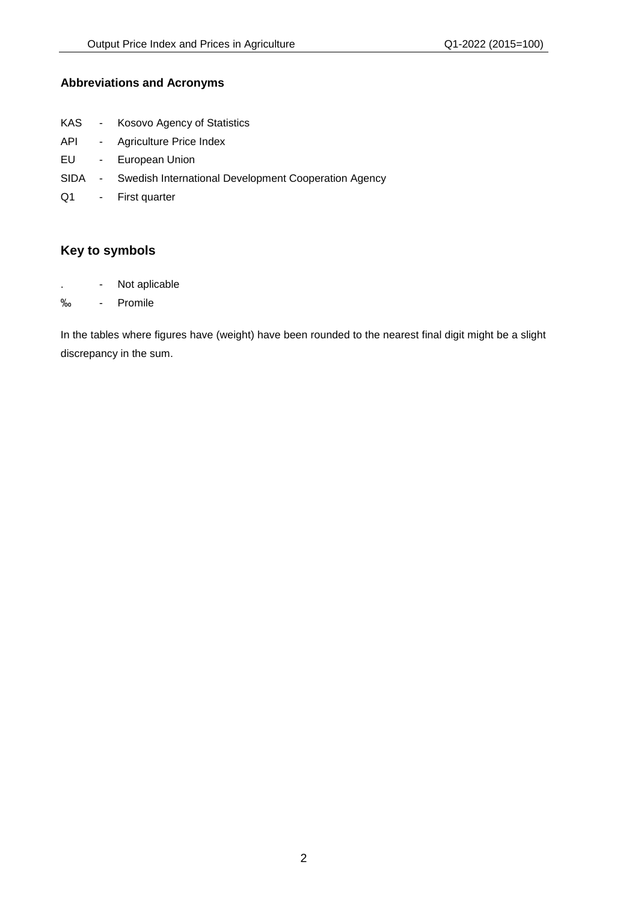### Abbreviations and Acronyms

KAS - Kosovo Agency of Statistics

API - Agriculture Price Index

EU - European Union

SIDA - Swedish International Development Cooperation Agency

Q1 - First quarter

## Key to symbols

. - Not aplicable

‰ - Promile

In the tables where figures have (weight) have been rounded to the nearest final digit might be a slight discrepancy in the sum.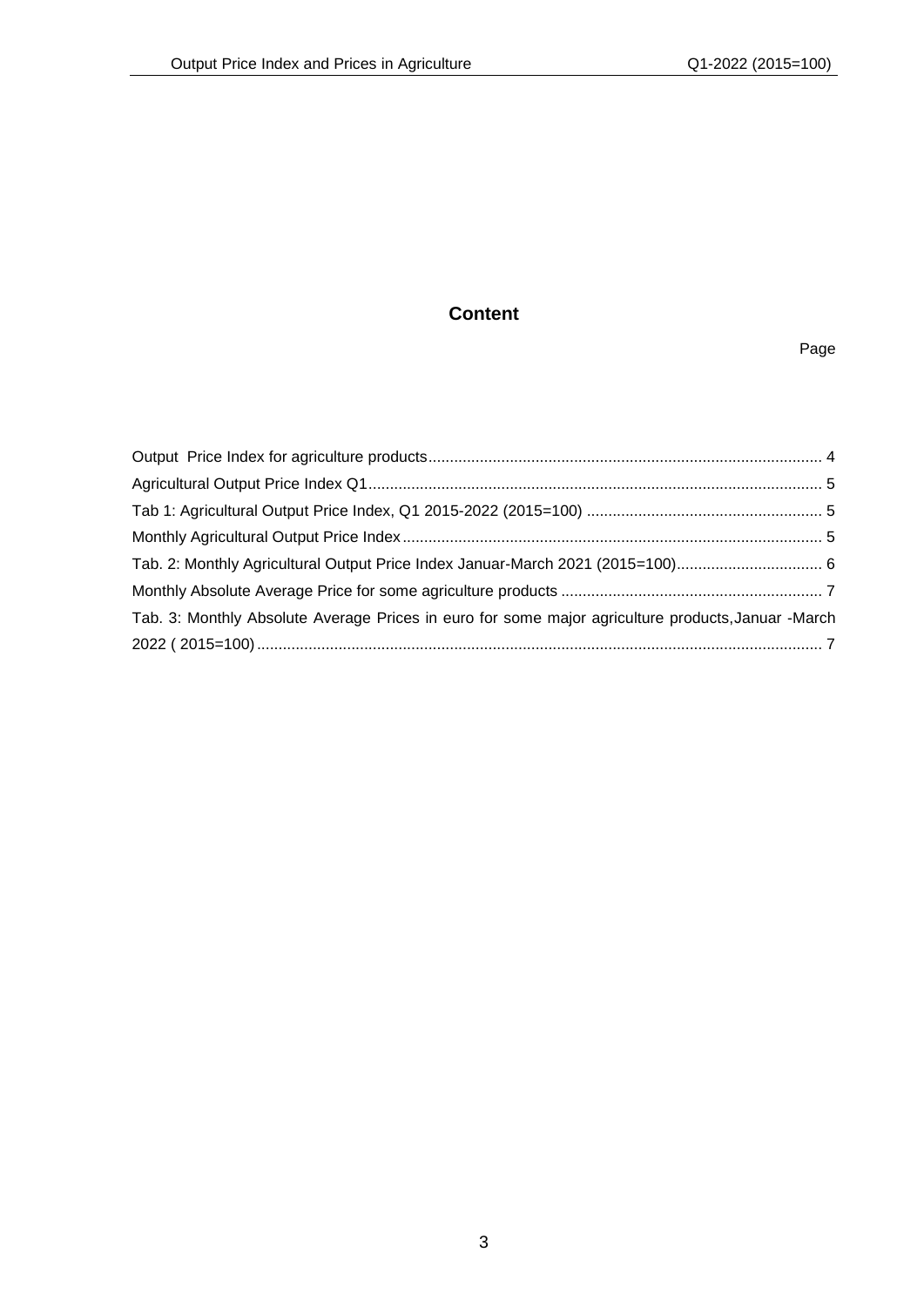## Content

Page

Output  Price Index for agriculture products ........................................................................................... 4

Agricultural Output Price Index Q1 ........................................................................................................ 5

Tab 1: Agricultural Output Price Index, Q1 2015-2022 (2015=100) ...................................................... 5

Monthly Agricultural Output Price Index ................................................................................................. 5

Tab. 2: Monthly Agricultural Output Price Index Januar-March 2021 (2015=100) ................................. 6

Monthly Absolute Average Price for some agriculture products ............................................................ 7

Tab. 3: Monthly Absolute Average Prices in euro for some major agriculture products,Januar -March 2022 ( 2015=100) .................................................................................................................................. 7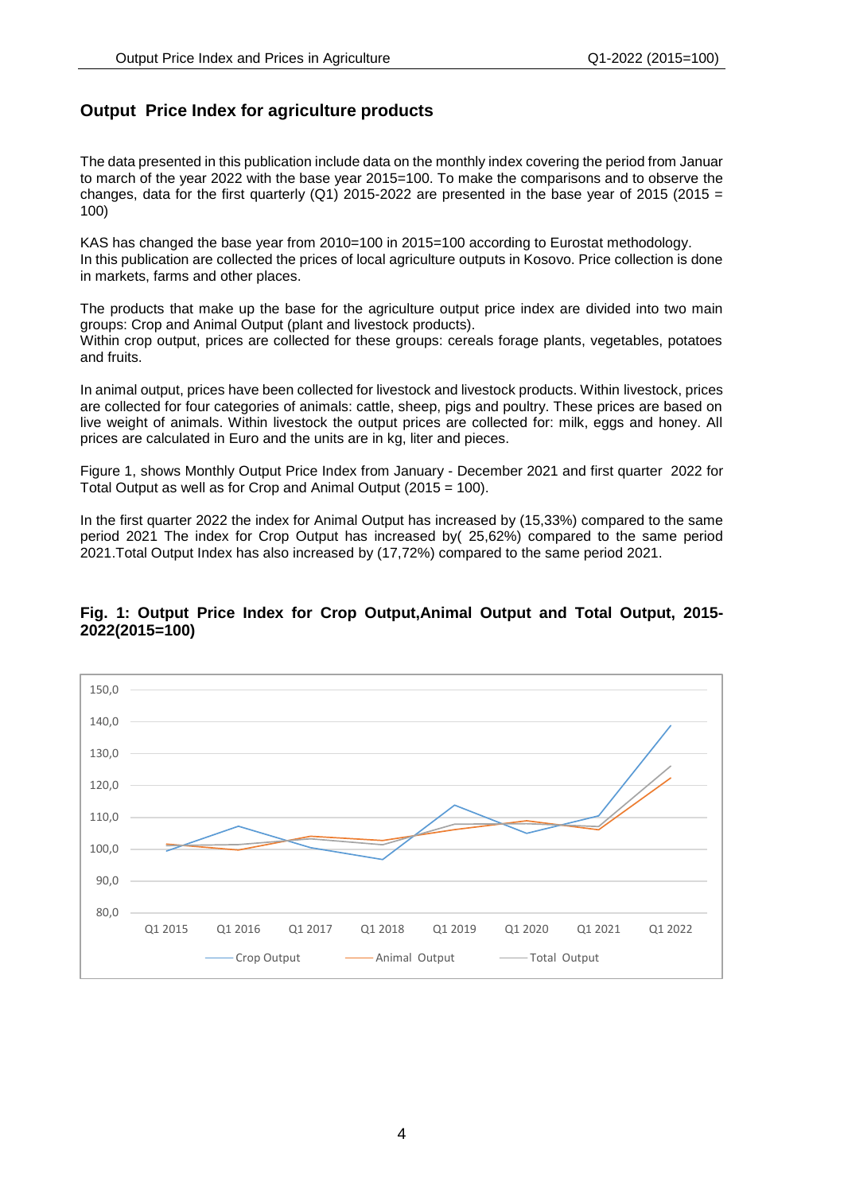## Output Price Index for agriculture products

The data presented in this publication include data on the monthly index covering the period from Januar to march of the year 2022 with the base year 2015=100. To make the comparisons and to observe the changes, data for the first quarterly (Q1) 2015-2022 are presented in the base year of 2015 (2015 = 100)

KAS has changed the base year from 2010=100 in 2015=100 according to Eurostat methodology.
In this publication are collected the prices of local agriculture outputs in Kosovo. Price collection is done in markets, farms and other places.

The products that make up the base for the agriculture output price index are divided into two main groups: Crop and Animal Output (plant and livestock products).
Within crop output, prices are collected for these groups: cereals forage plants, vegetables, potatoes and fruits.

In animal output, prices have been collected for livestock and livestock products. Within livestock, prices are collected for four categories of animals: cattle, sheep, pigs and poultry. These prices are based on live weight of animals. Within livestock the output prices are collected for: milk, eggs and honey. All prices are calculated in Euro and the units are in kg, liter and pieces.

Figure 1, shows Monthly Output Price Index from January - December 2021 and first quarter 2022 for Total Output as well as for Crop and Animal Output (2015 = 100).

In the first quarter 2022 the index for Animal Output has increased by (15,33%) compared to the same period 2021 The index for Crop Output has increased by( 25,62%) compared to the same period 2021.Total Output Index has also increased by (17,72%) compared to the same period 2021.

**Fig. 1: Output Price Index for Crop Output,Animal Output and Total Output, 2015-2022(2015=100)**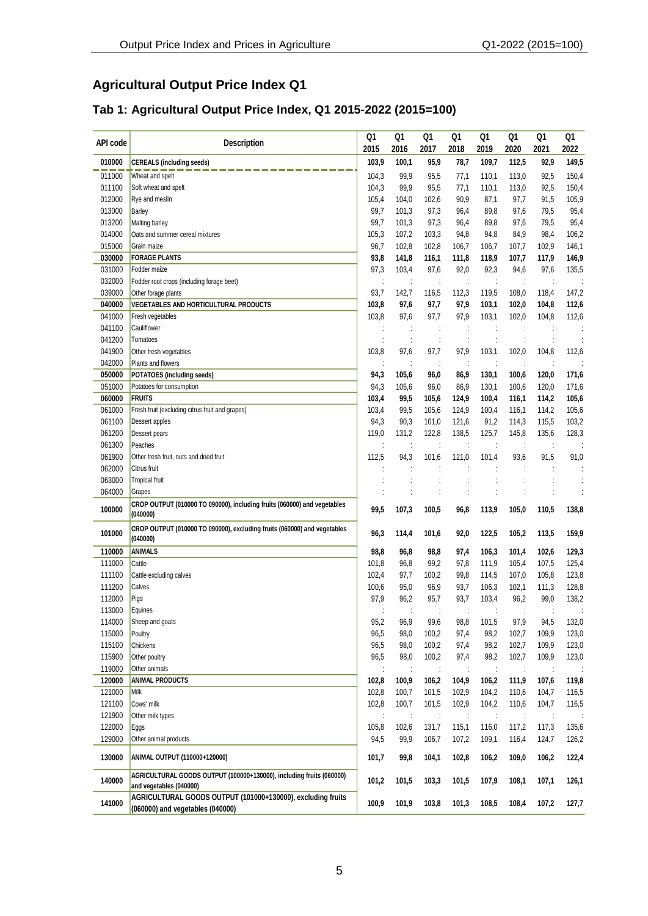## Agricultural Output Price Index Q1

### Tab 1: Agricultural Output Price Index, Q1 2015-2022 (2015=100)

| API code | Description | Q1 2015 | Q1 2016 | Q1 2017 | Q1 2018 | Q1 2019 | Q1 2020 | Q1 2021 | Q1 2022 |
|---|---|---|---|---|---|---|---|---|---|
| **010000** | **CEREALS (including seeds)** | **103,9** | **100,1** | **95,9** | **78,7** | **109,7** | **112,5** | **92,9** | **149,5** |
| 011000 | Wheat and spelt | 104,3 | 99,9 | 95,5 | 77,1 | 110,1 | 113,0 | 92,5 | 150,4 |
| 011100 | Soft wheat and spelt | 104,3 | 99,9 | 95,5 | 77,1 | 110,1 | 113,0 | 92,5 | 150,4 |
| 012000 | Rye and meslin | 105,4 | 104,0 | 102,6 | 90,9 | 87,1 | 97,7 | 91,5 | 105,9 |
| 013000 | Barley | 99,7 | 101,3 | 97,3 | 96,4 | 89,8 | 97,6 | 79,5 | 95,4 |
| 013200 | Malting barley | 99,7 | 101,3 | 97,3 | 96,4 | 89,8 | 97,6 | 79,5 | 95,4 |
| 014000 | Oats and summer cereal mixtures | 105,3 | 107,2 | 103,3 | 94,8 | 94,8 | 84,9 | 98,4 | 106,2 |
| 015000 | Grain maize | 96,7 | 102,8 | 102,8 | 106,7 | 106,7 | 107,7 | 102,9 | 146,1 |
| **030000** | **FORAGE PLANTS** | **93,8** | **141,8** | **116,1** | **111,8** | **118,9** | **107,7** | **117,9** | **146,9** |
| 031000 | Fodder maize | 97,3 | 103,4 | 97,6 | 92,0 | 92,3 | 94,6 | 97,6 | 135,5 |
| 032000 | Fodder root crops (including forage beet) | : | : | : | : | : | : | : | : |
| 039000 | Other forage plants | 93,7 | 142,7 | 116,5 | 112,3 | 119,5 | 108,0 | 118,4 | 147,2 |
| **040000** | **VEGETABLES AND HORTICULTURAL PRODUCTS** | **103,8** | **97,6** | **97,7** | **97,9** | **103,1** | **102,0** | **104,8** | **112,6** |
| 041000 | Fresh vegetables | 103,8 | 97,6 | 97,7 | 97,9 | 103,1 | 102,0 | 104,8 | 112,6 |
| 041100 | Cauliflower | : | : | : | : | : | : | : | : |
| 041200 | Tomatoes | : | : | : | : | : | : | : | : |
| 041900 | Other fresh vegetables | 103,8 | 97,6 | 97,7 | 97,9 | 103,1 | 102,0 | 104,8 | 112,6 |
| 042000 | Plants and flowers | : | : | : | : | : | : | : | : |
| **050000** | **POTATOES (including seeds)** | **94,3** | **105,6** | **96,0** | **86,9** | **130,1** | **100,6** | **120,0** | **171,6** |
| 051000 | Potatoes for consumption | 94,3 | 105,6 | 96,0 | 86,9 | 130,1 | 100,6 | 120,0 | 171,6 |
| **060000** | **FRUITS** | **103,4** | **99,5** | **105,6** | **124,9** | **100,4** | **116,1** | **114,2** | **105,6** |
| 061000 | Fresh fruit (excluding citrus fruit and grapes) | 103,4 | 99,5 | 105,6 | 124,9 | 100,4 | 116,1 | 114,2 | 105,6 |
| 061100 | Dessert apples | 94,3 | 90,3 | 101,0 | 121,6 | 91,2 | 114,3 | 115,5 | 103,2 |
| 061200 | Dessert pears | 119,0 | 131,2 | 122,8 | 138,5 | 125,7 | 145,8 | 135,6 | 128,3 |
| 061300 | Peaches | : | : | : | : | : | : | : | : |
| 061900 | Other fresh fruit, nuts and dried fruit | 112,5 | 94,3 | 101,6 | 121,0 | 101,4 | 93,6 | 91,5 | 91,0 |
| 062000 | Citrus fruit | : | : | : | : | : | : | : | : |
| 063000 | Tropical fruit | : | : | : | : | : | : | : | : |
| 064000 | Grapes | : | : | : | : | : | : | : | : |
| **100000** | **CROP OUTPUT (010000 TO 090000), including fruits (060000) and vegetables (040000)** | **99,5** | **107,3** | **100,5** | **96,8** | **113,9** | **105,0** | **110,5** | **138,8** |
| **101000** | **CROP OUTPUT (010000 TO 090000), excluding fruits (060000) and vegetables (040000)** | **96,3** | **114,4** | **101,6** | **92,0** | **122,5** | **105,2** | **113,5** | **159,9** |
| **110000** | **ANIMALS** | **98,8** | **96,8** | **98,8** | **97,4** | **106,3** | **101,4** | **102,6** | **129,3** |
| 111000 | Cattle | 101,8 | 96,8 | 99,2 | 97,8 | 111,9 | 105,4 | 107,5 | 125,4 |
| 111100 | Cattle excluding calves | 102,4 | 97,7 | 100,2 | 99,8 | 114,5 | 107,0 | 105,8 | 123,8 |
| 111200 | Calves | 100,6 | 95,0 | 96,9 | 93,7 | 106,3 | 102,1 | 111,3 | 128,8 |
| 112000 | Pigs | 97,9 | 96,2 | 95,7 | 93,7 | 103,4 | 96,2 | 99,0 | 138,2 |
| 113000 | Equines | : | : | : | : | : | : | : | : |
| 114000 | Sheep and goats | 95,2 | 96,9 | 99,6 | 98,8 | 101,5 | 97,9 | 94,5 | 132,0 |
| 115000 | Poultry | 96,5 | 98,0 | 100,2 | 97,4 | 98,2 | 102,7 | 109,9 | 123,0 |
| 115100 | Chickens | 96,5 | 98,0 | 100,2 | 97,4 | 98,2 | 102,7 | 109,9 | 123,0 |
| 115900 | Other poultry | 96,5 | 98,0 | 100,2 | 97,4 | 98,2 | 102,7 | 109,9 | 123,0 |
| 119000 | Other animals | : | : | : | : | : | : | : | : |
| **120000** | **ANIMAL PRODUCTS** | **102,8** | **100,9** | **106,2** | **104,9** | **106,2** | **111,9** | **107,6** | **119,8** |
| 121000 | Milk | 102,8 | 100,7 | 101,5 | 102,9 | 104,2 | 110,6 | 104,7 | 116,5 |
| 121100 | Cows' milk | 102,8 | 100,7 | 101,5 | 102,9 | 104,2 | 110,6 | 104,7 | 116,5 |
| 121900 | Other milk types | : | : | : | : | : | : | : | : |
| 122000 | Eggs | 105,8 | 102,6 | 131,7 | 115,1 | 116,0 | 117,2 | 117,3 | 135,6 |
| 129000 | Other animal products | 94,5 | 99,9 | 106,7 | 107,2 | 109,1 | 116,4 | 124,7 | 126,2 |
| **130000** | **ANIMAL OUTPUT (110000+120000)** | **101,7** | **99,8** | **104,1** | **102,8** | **106,2** | **109,0** | **106,2** | **122,4** |
| **140000** | **AGRICULTURAL GOODS OUTPUT (100000+130000), including fruits (060000) and vegetables (040000)** | **101,2** | **101,5** | **103,3** | **101,5** | **107,9** | **108,1** | **107,1** | **126,1** |
| **141000** | **AGRICULTURAL GOODS OUTPUT (101000+130000), excluding fruits (060000) and vegetables (040000)** | **100,9** | **101,9** | **103,8** | **101,3** | **108,5** | **108,4** | **107,2** | **127,7** |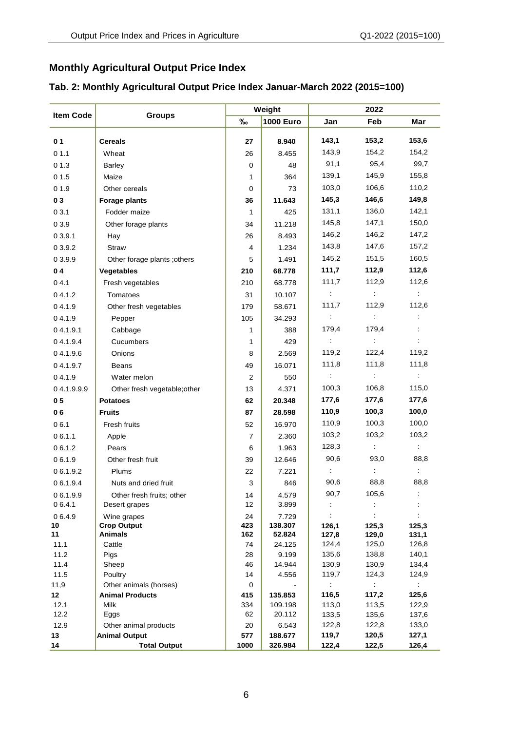## Monthly Agricultural Output Price Index

### Tab. 2: Monthly Agricultural Output Price Index Januar-March 2022 (2015=100)

| Item Code | Groups | Weight | | 2022 | | |
|---|---|---|---|---|---|---|
| | | ‰ | 1000 Euro | Jan | Feb | Mar |
| **0 1** | **Cereals** | **27** | **8.940** | **143,1** | **153,2** | **153,6** |
| 0 1.1 | Wheat | 26 | 8.455 | 143,9 | 154,2 | 154,2 |
| 0 1.3 | Barley | 0 | 48 | 91,1 | 95,4 | 99,7 |
| 0 1.5 | Maize | 1 | 364 | 139,1 | 145,9 | 155,8 |
| 0 1.9 | Other cereals | 0 | 73 | 103,0 | 106,6 | 110,2 |
| **0 3** | **Forage plants** | **36** | **11.643** | **145,3** | **146,6** | **149,8** |
| 0 3.1 | Fodder maize | 1 | 425 | 131,1 | 136,0 | 142,1 |
| 0 3.9 | Other forage plants | 34 | 11.218 | 145,8 | 147,1 | 150,0 |
| 0 3.9.1 | Hay | 26 | 8.493 | 146,2 | 146,2 | 147,2 |
| 0 3.9.2 | Straw | 4 | 1.234 | 143,8 | 147,6 | 157,2 |
| 0 3.9.9 | Other forage plants ;others | 5 | 1.491 | 145,2 | 151,5 | 160,5 |
| **0 4** | **Vegetables** | **210** | **68.778** | **111,7** | **112,9** | **112,6** |
| 0 4.1 | Fresh vegetables | 210 | 68.778 | 111,7 | 112,9 | 112,6 |
| 0 4.1.2 | Tomatoes | 31 | 10.107 | : | : | : |
| 0 4.1.9 | Other fresh vegetables | 179 | 58.671 | 111,7 | 112,9 | 112,6 |
| 0 4.1.9 | Pepper | 105 | 34.293 | : | : | : |
| 0 4.1.9.1 | Cabbage | 1 | 388 | 179,4 | 179,4 | : |
| 0 4.1.9.4 | Cucumbers | 1 | 429 | : | : | : |
| 0 4.1.9.6 | Onions | 8 | 2.569 | 119,2 | 122,4 | 119,2 |
| 0 4.1.9.7 | Beans | 49 | 16.071 | 111,8 | 111,8 | 111,8 |
| 0 4.1.9 | Water melon | 2 | 550 | : | : | : |
| 0 4.1.9.9.9 | Other fresh vegetable;other | 13 | 4.371 | 100,3 | 106,8 | 115,0 |
| **0 5** | **Potatoes** | **62** | **20.348** | **177,6** | **177,6** | **177,6** |
| **0 6** | **Fruits** | **87** | **28.598** | **110,9** | **100,3** | **100,0** |
| 0 6.1 | Fresh fruits | 52 | 16.970 | 110,9 | 100,3 | 100,0 |
| 0 6.1.1 | Apple | 7 | 2.360 | 103,2 | 103,2 | 103,2 |
| 0 6.1.2 | Pears | 6 | 1.963 | 128,3 | : | : |
| 0 6.1.9 | Other fresh fruit | 39 | 12.646 | 90,6 | 93,0 | 88,8 |
| 0 6.1.9.2 | Plums | 22 | 7.221 | : | : | : |
| 0 6.1.9.4 | Nuts and dried fruit | 3 | 846 | 90,6 | 88,8 | 88,8 |
| 0 6.1.9.9 | Other fresh fruits; other | 14 | 4.579 | 90,7 | 105,6 | : |
| 0 6.4.1 | Desert grapes | 12 | 3.899 | : | : | : |
| 0 6.4.9 | Wine grapes | 24 | 7.729 | : | : | : |
| **10** | **Crop Output** | **423** | **138.307** | **126,1** | **125,3** | **125,3** |
| **11** | **Animals** | **162** | **52.824** | **127,8** | **129,0** | **131,1** |
| 11.1 | Cattle | 74 | 24.125 | 124,4 | 125,0 | 126,8 |
| 11.2 | Pigs | 28 | 9.199 | 135,6 | 138,8 | 140,1 |
| 11.4 | Sheep | 46 | 14.944 | 130,9 | 130,9 | 134,4 |
| 11.5 | Poultry | 14 | 4.556 | 119,7 | 124,3 | 124,9 |
| 11,9 | Other animals (horses) | 0 | - | : | : | : |
| **12** | **Animal Products** | **415** | **135.853** | **116,5** | **117,2** | **125,6** |
| 12.1 | Milk | 334 | 109.198 | 113,0 | 113,5 | 122,9 |
| 12.2 | Eggs | 62 | 20.112 | 133,5 | 135,6 | 137,6 |
| 12.9 | Other animal products | 20 | 6.543 | 122,8 | 122,8 | 133,0 |
| **13** | **Animal Output** | **577** | **188.677** | **119,7** | **120,5** | **127,1** |
| **14** | **Total Output** | **1000** | **326.984** | **122,4** | **122,5** | **126,4** |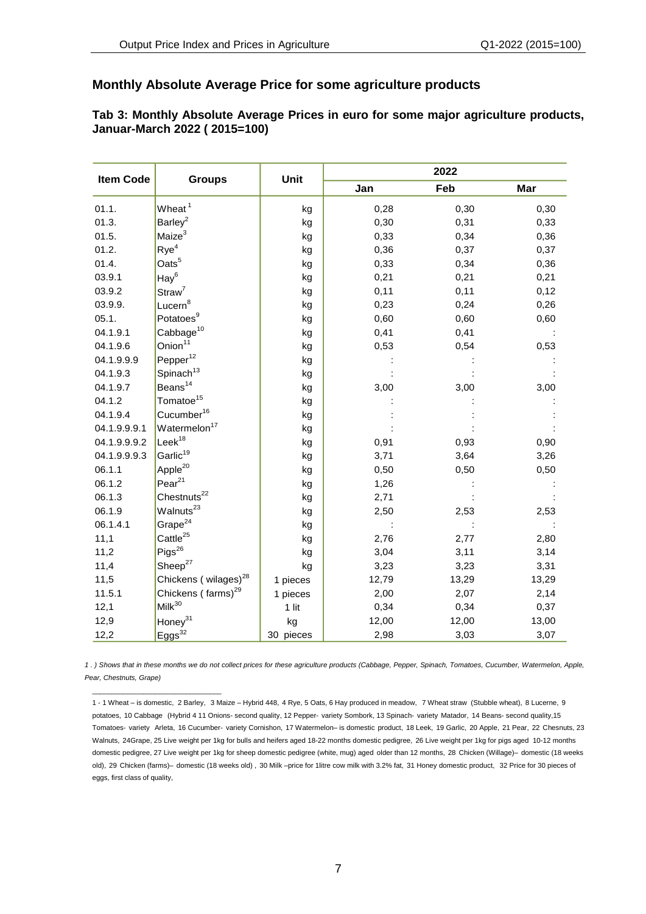## Monthly Absolute Average Price for some agriculture products

**Tab 3: Monthly Absolute Average Prices in euro for some major agriculture products, Januar-March 2022 ( 2015=100)**

| Item Code | Groups | Unit | 2022 | | |
|---|---|---|---|---|---|
| | | | Jan | Feb | Mar |
| 01.1. | Wheat[1] | kg | 0,28 | 0,30 | 0,30 |
| 01.3. | Barley[2] | kg | 0,30 | 0,31 | 0,33 |
| 01.5. | Maize[3] | kg | 0,33 | 0,34 | 0,36 |
| 01.2. | Rye[4] | kg | 0,36 | 0,37 | 0,37 |
| 01.4. | Oats[5] | kg | 0,33 | 0,34 | 0,36 |
| 03.9.1 | Hay[6] | kg | 0,21 | 0,21 | 0,21 |
| 03.9.2 | Straw[7] | kg | 0,11 | 0,11 | 0,12 |
| 03.9.9. | Lucern[8] | kg | 0,23 | 0,24 | 0,26 |
| 05.1. | Potatoes[9] | kg | 0,60 | 0,60 | 0,60 |
| 04.1.9.1 | Cabbage[10] | kg | 0,41 | 0,41 | : |
| 04.1.9.6 | Onion[11] | kg | 0,53 | 0,54 | 0,53 |
| 04.1.9.9.9 | Pepper[12] | kg | : | : | : |
| 04.1.9.3 | Spinach[13] | kg | : | : | : |
| 04.1.9.7 | Beans[14] | kg | 3,00 | 3,00 | 3,00 |
| 04.1.2 | Tomatoe[15] | kg | : | : | : |
| 04.1.9.4 | Cucumber[16] | kg | : | : | : |
| 04.1.9.9.1 | Watermelon[17] | kg | : | : | : |
| 04.1.9.9.2 | Leek[18] | kg | 0,91 | 0,93 | 0,90 |
| 04.1.9.9.3 | Garlic[19] | kg | 3,71 | 3,64 | 3,26 |
| 06.1.1 | Apple[20] | kg | 0,50 | 0,50 | 0,50 |
| 06.1.2 | Pear[21] | kg | 1,26 | : | : |
| 06.1.3 | Chestnuts[22] | kg | 2,71 | : | : |
| 06.1.9 | Walnuts[23] | kg | 2,50 | 2,53 | 2,53 |
| 06.1.4.1 | Grape[24] | kg | : | : | : |
| 11,1 | Cattle[25] | kg | 2,76 | 2,77 | 2,80 |
| 11,2 | Pigs[26] | kg | 3,04 | 3,11 | 3,14 |
| 11,4 | Sheep[27] | kg | 3,23 | 3,23 | 3,31 |
| 11,5 | Chickens ( wilages)[28] | 1 pieces | 12,79 | 13,29 | 13,29 |
| 11.5.1 | Chickens ( farms)[29] | 1 pieces | 2,00 | 2,07 | 2,14 |
| 12,1 | Milk[30] | 1 lit | 0,34 | 0,34 | 0,37 |
| 12,9 | Honey[31] | kg | 12,00 | 12,00 | 13,00 |
| 12,2 | Eggs[32] | 30 pieces | 2,98 | 3,03 | 3,07 |

*1 . ) Shows that in these months we do not collect prices for these agriculture products (Cabbage, Pepper, Spinach, Tomatoes, Cucumber, Watermelon, Apple, Pear, Chestnuts, Grape)*

1 - 1 Wheat – is domestic, 2 Barley, 3 Maize – Hybrid 448, 4 Rye, 5 Oats, 6 Hay produced in meadow, 7 Wheat straw (Stubble wheat), 8 Lucerne, 9 potatoes, 10 Cabbage (Hybrid 4 11 Onions- second quality, 12 Pepper- variety Sombork, 13 Spinach- variety Matador, 14 Beans- second quality,15 Tomatoes- variety Arleta, 16 Cucumber- variety Cornishon, 17 Watermelon– is domestic product, 18 Leek, 19 Garlic, 20 Apple, 21 Pear, 22 Chesnuts, 23 Walnuts, 24Grape, 25 Live weight per 1kg for bulls and heifers aged 18-22 months domestic pedigree, 26 Live weight per 1kg for pigs aged 10-12 months domestic pedigree, 27 Live weight per 1kg for sheep domestic pedigree (white, mug) aged older than 12 months, 28 Chicken (Willage)– domestic (18 weeks old), 29 Chicken (farms)– domestic (18 weeks old) , 30 Milk –price for 1litre cow milk with 3.2% fat, 31 Honey domestic product, 32 Price for 30 pieces of eggs, first class of quality,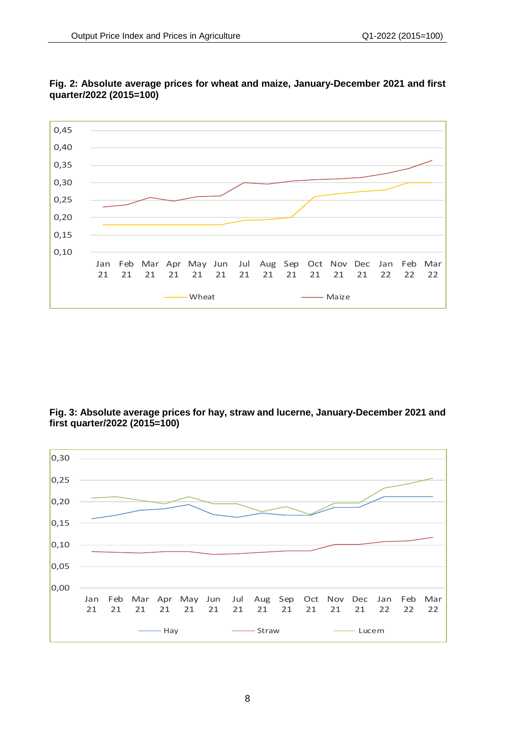**Fig. 2: Absolute average prices for wheat and maize, January-December 2021 and first quarter/2022 (2015=100)**

**Fig. 3: Absolute average prices for hay, straw and lucerne, January-December 2021 and first quarter/2022 (2015=100)**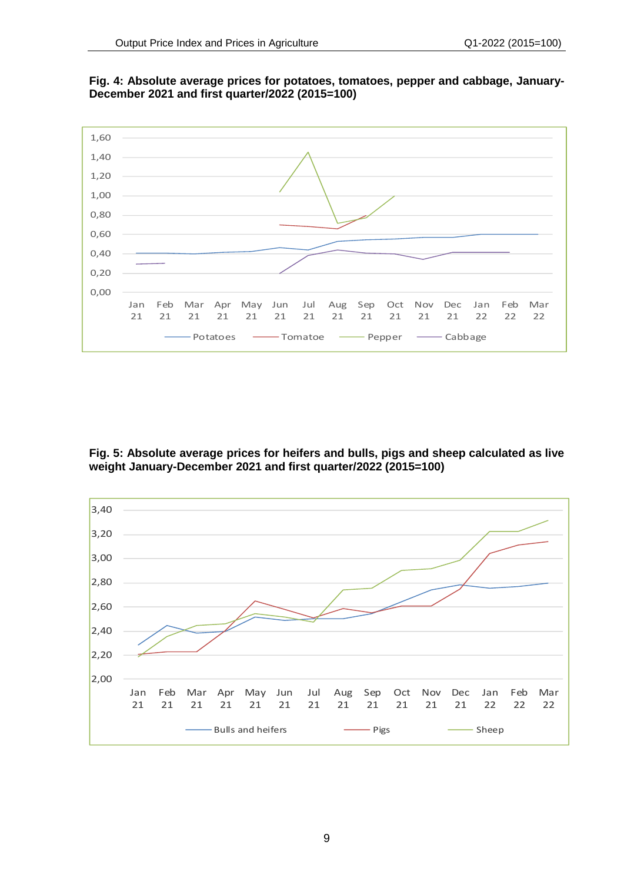**Fig. 4: Absolute average prices for potatoes, tomatoes, pepper and cabbage, January-December 2021 and first quarter/2022 (2015=100)**

**Fig. 5: Absolute average prices for heifers and bulls, pigs and sheep calculated as live weight January-December 2021 and first quarter/2022 (2015=100)**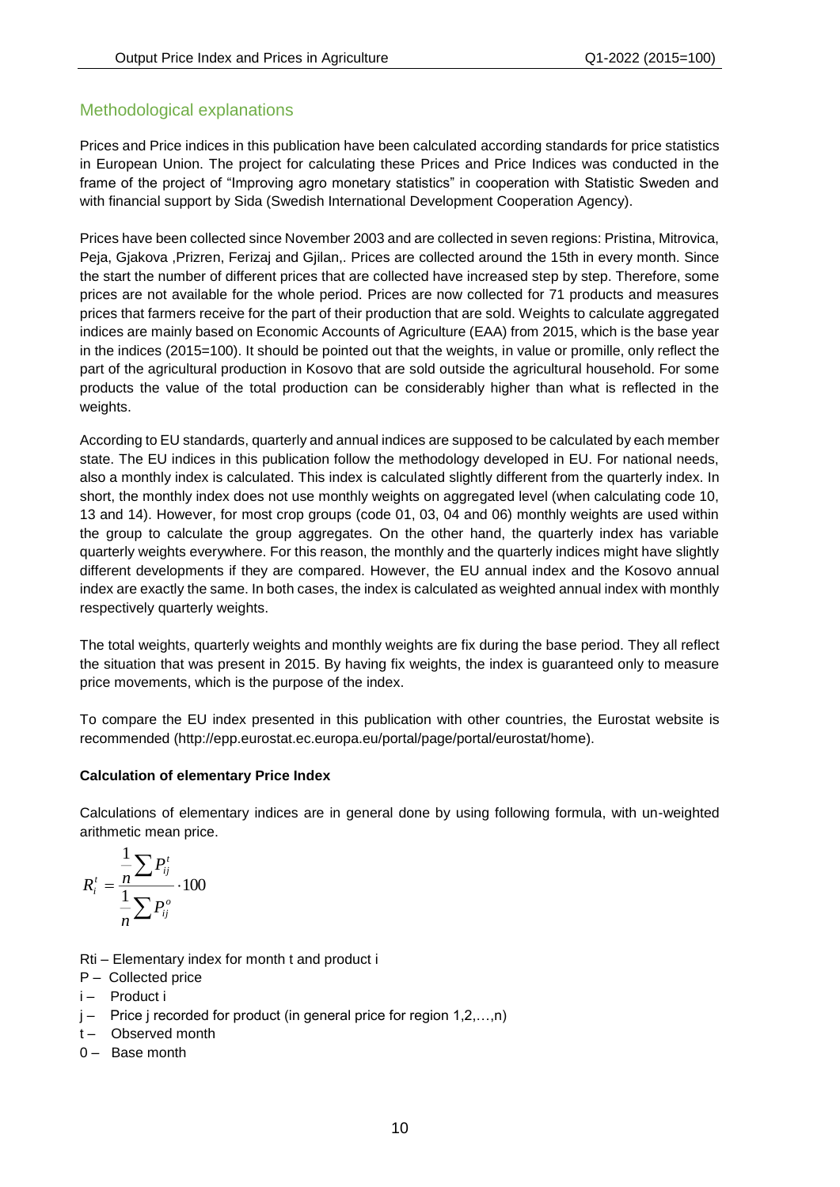## Methodological explanations

Prices and Price indices in this publication have been calculated according standards for price statistics in European Union. The project for calculating these Prices and Price Indices was conducted in the frame of the project of "Improving agro monetary statistics" in cooperation with Statistic Sweden and with financial support by Sida (Swedish International Development Cooperation Agency).

Prices have been collected since November 2003 and are collected in seven regions: Pristina, Mitrovica, Peja, Gjakova ,Prizren, Ferizaj and Gjilan,. Prices are collected around the 15th in every month. Since the start the number of different prices that are collected have increased step by step. Therefore, some prices are not available for the whole period. Prices are now collected for 71 products and measures prices that farmers receive for the part of their production that are sold. Weights to calculate aggregated indices are mainly based on Economic Accounts of Agriculture (EAA) from 2015, which is the base year in the indices (2015=100). It should be pointed out that the weights, in value or promille, only reflect the part of the agricultural production in Kosovo that are sold outside the agricultural household. For some products the value of the total production can be considerably higher than what is reflected in the weights.

According to EU standards, quarterly and annual indices are supposed to be calculated by each member state. The EU indices in this publication follow the methodology developed in EU. For national needs, also a monthly index is calculated. This index is calculated slightly different from the quarterly index. In short, the monthly index does not use monthly weights on aggregated level (when calculating code 10, 13 and 14). However, for most crop groups (code 01, 03, 04 and 06) monthly weights are used within the group to calculate the group aggregates. On the other hand, the quarterly index has variable quarterly weights everywhere. For this reason, the monthly and the quarterly indices might have slightly different developments if they are compared. However, the EU annual index and the Kosovo annual index are exactly the same. In both cases, the index is calculated as weighted annual index with monthly respectively quarterly weights.

The total weights, quarterly weights and monthly weights are fix during the base period. They all reflect the situation that was present in 2015. By having fix weights, the index is guaranteed only to measure price movements, which is the purpose of the index.

To compare the EU index presented in this publication with other countries, the Eurostat website is recommended (http://epp.eurostat.ec.europa.eu/portal/page/portal/eurostat/home).

**Calculation of elementary Price Index**

Calculations of elementary indices are in general done by using following formula, with un-weighted arithmetic mean price.

$$R_i^t = \frac{\frac{1}{n}\sum P_{ij}^t}{\frac{1}{n}\sum P_{ij}^o} \cdot 100$$

- Rti – Elementary index for month t and product i
- P – Collected price
- i – Product i
- j – Price j recorded for product (in general price for region 1,2,…,n)
- t – Observed month
- 0 – Base month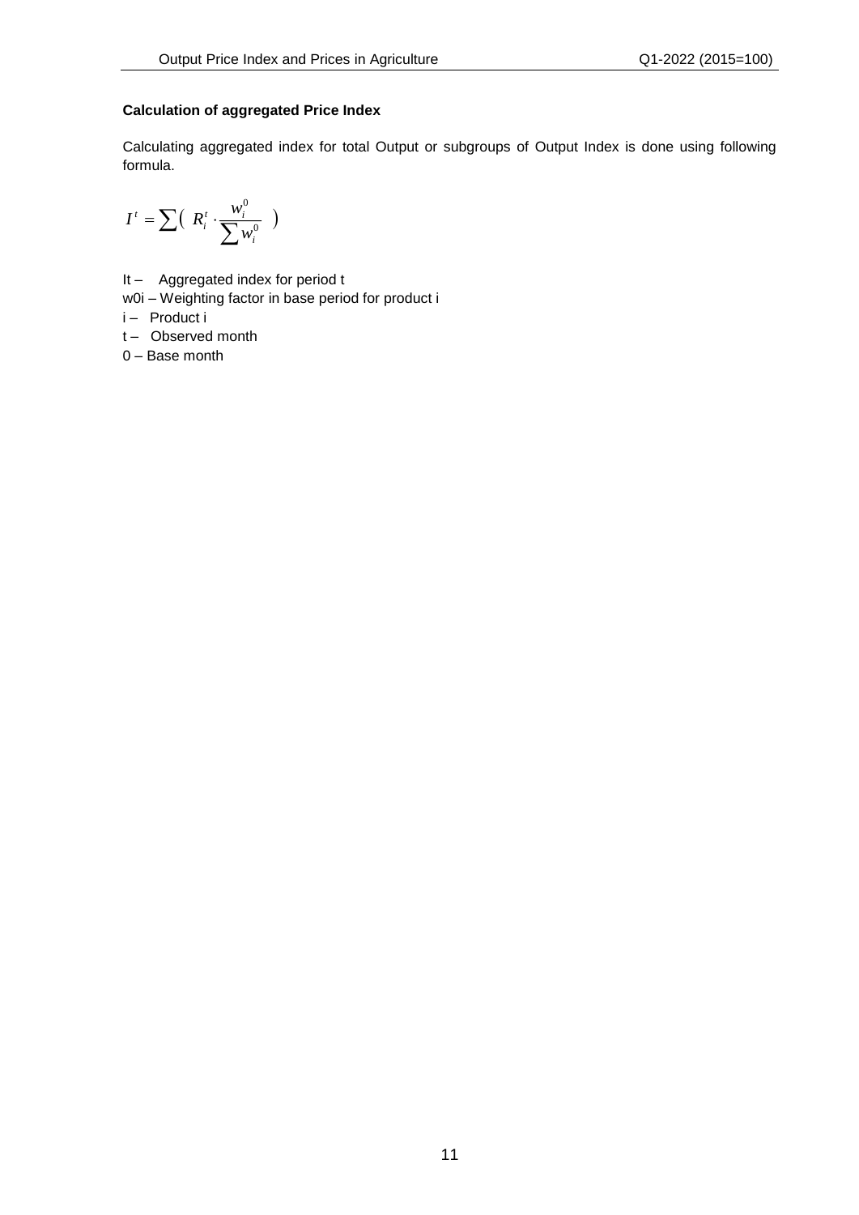### Calculation of aggregated Price Index

Calculating aggregated index for total Output or subgroups of Output Index is done using following formula.

$$I^t = \sum \left( R_i^t \cdot \frac{w_i^0}{\sum w_i^0} \right)$$

$I^t$ – Aggregated index for period t

$w_i^0$ – Weighting factor in base period for product i

i – Product i

t – Observed month

0 – Base month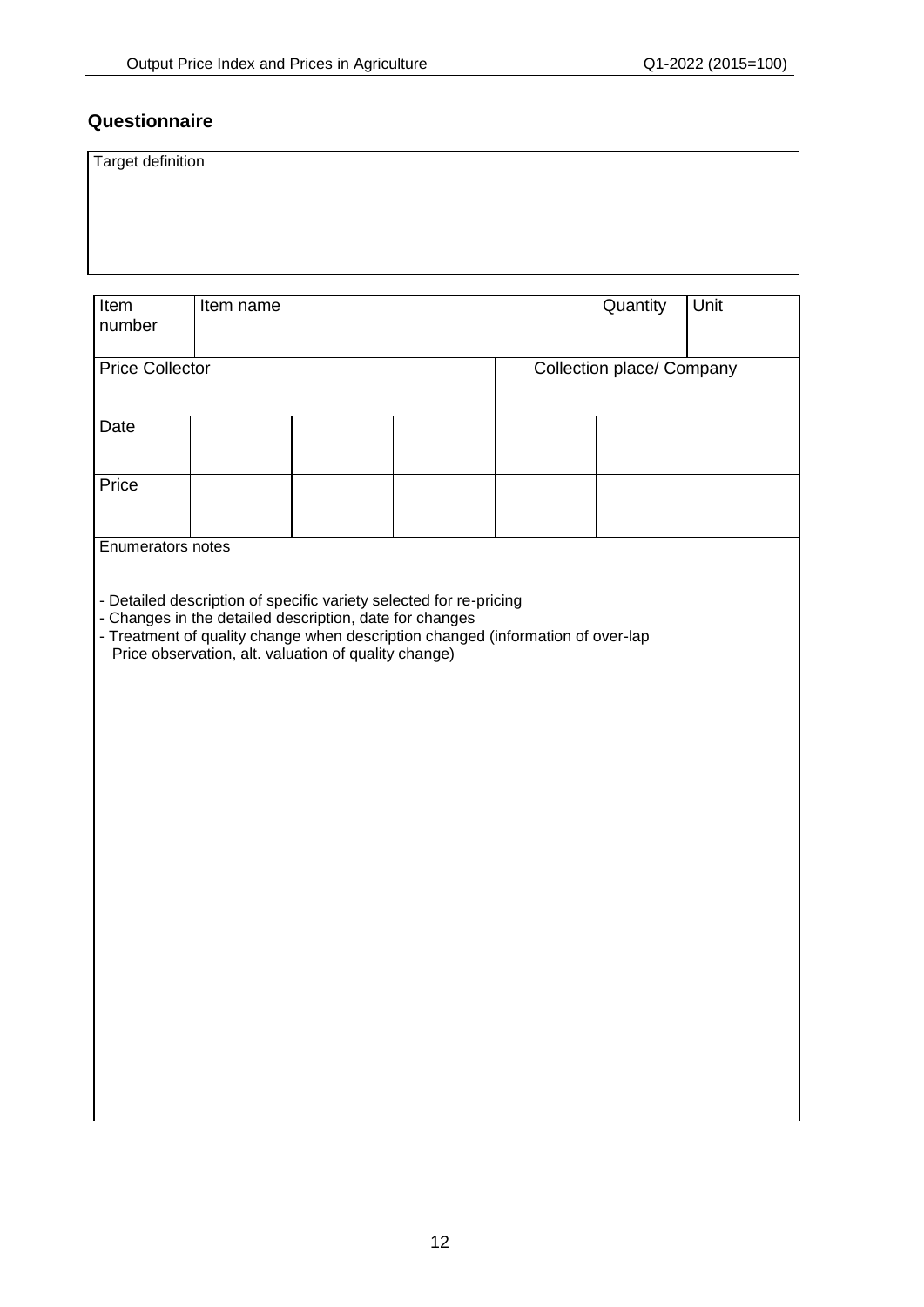## Questionnaire

| Target definition |
|---|
| |

| Item number | Item name | | | | Quantity | Unit |
|---|---|---|---|---|---|---|
| Price Collector | | | | Collection place/ Company | | |
| Date | | | | | | |
| Price | | | | | | |

Enumerators notes

- Detailed description of specific variety selected for re-pricing
- Changes in the detailed description, date for changes
- Treatment of quality change when description changed (information of over-lap Price observation, alt. valuation of quality change)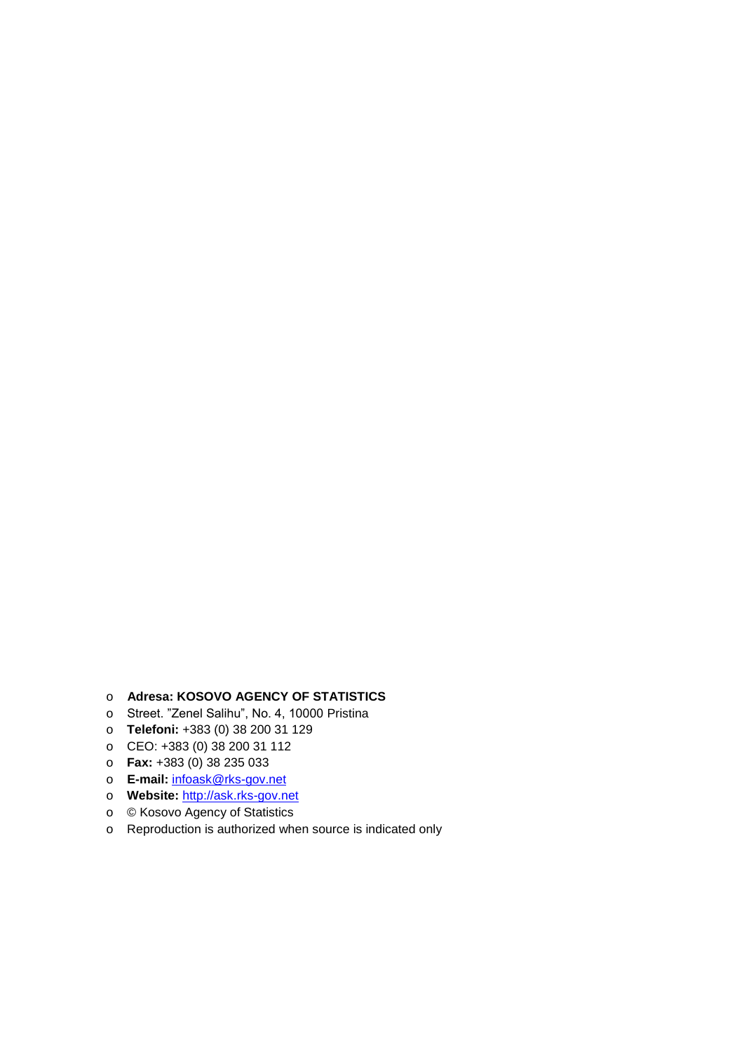- **Adresa: KOSOVO AGENCY OF STATISTICS**
- Street. "Zenel Salihu", No. 4, 10000 Pristina
- **Telefoni:** +383 (0) 38 200 31 129
- CEO: +383 (0) 38 200 31 112
- **Fax:** +383 (0) 38 235 033
- **E-mail:** infoask@rks-gov.net
- **Website:** http://ask.rks-gov.net
- © Kosovo Agency of Statistics
- Reproduction is authorized when source is indicated only